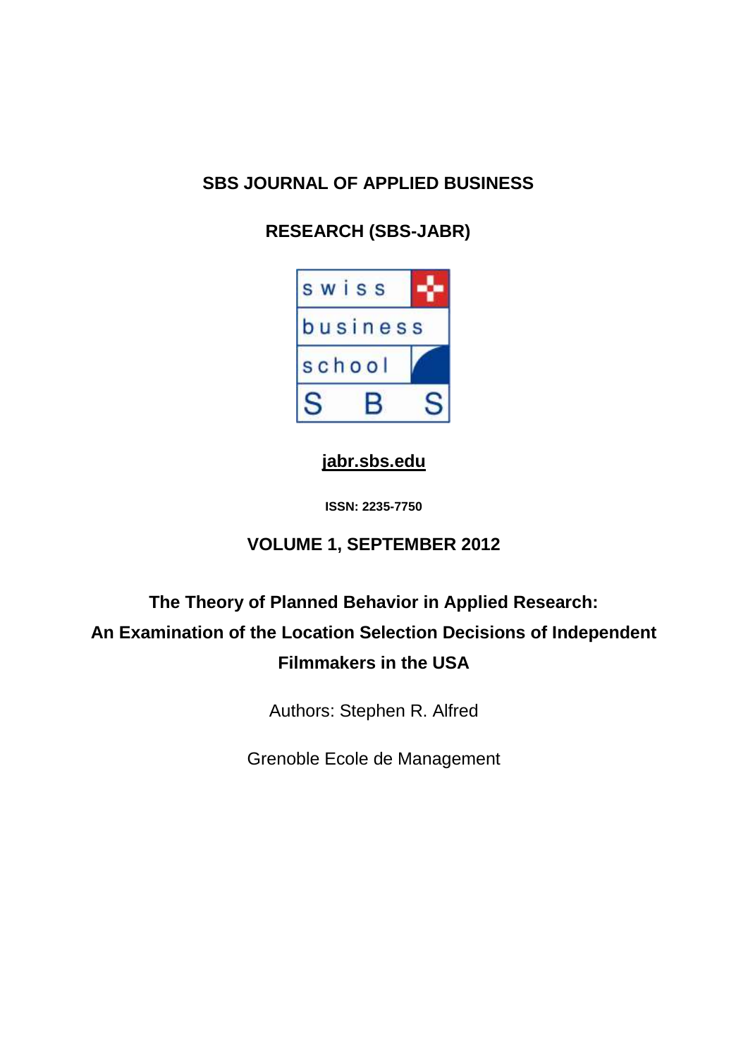**SBS JOURNAL OF APPLIED BUSINESS**

**RESEARCH (SBS-JABR)**

swiss business school SBS

jabr.sbs.edu

**ISSN: 2235-7750**

**VOLUME 1, SEPTEMBER 2012**

# The Theory of Planned Behavior in Applied Research: An Examination of the Location Selection Decisions of Independent Filmmakers in the USA

Authors: Stephen R. Alfred

Grenoble Ecole de Management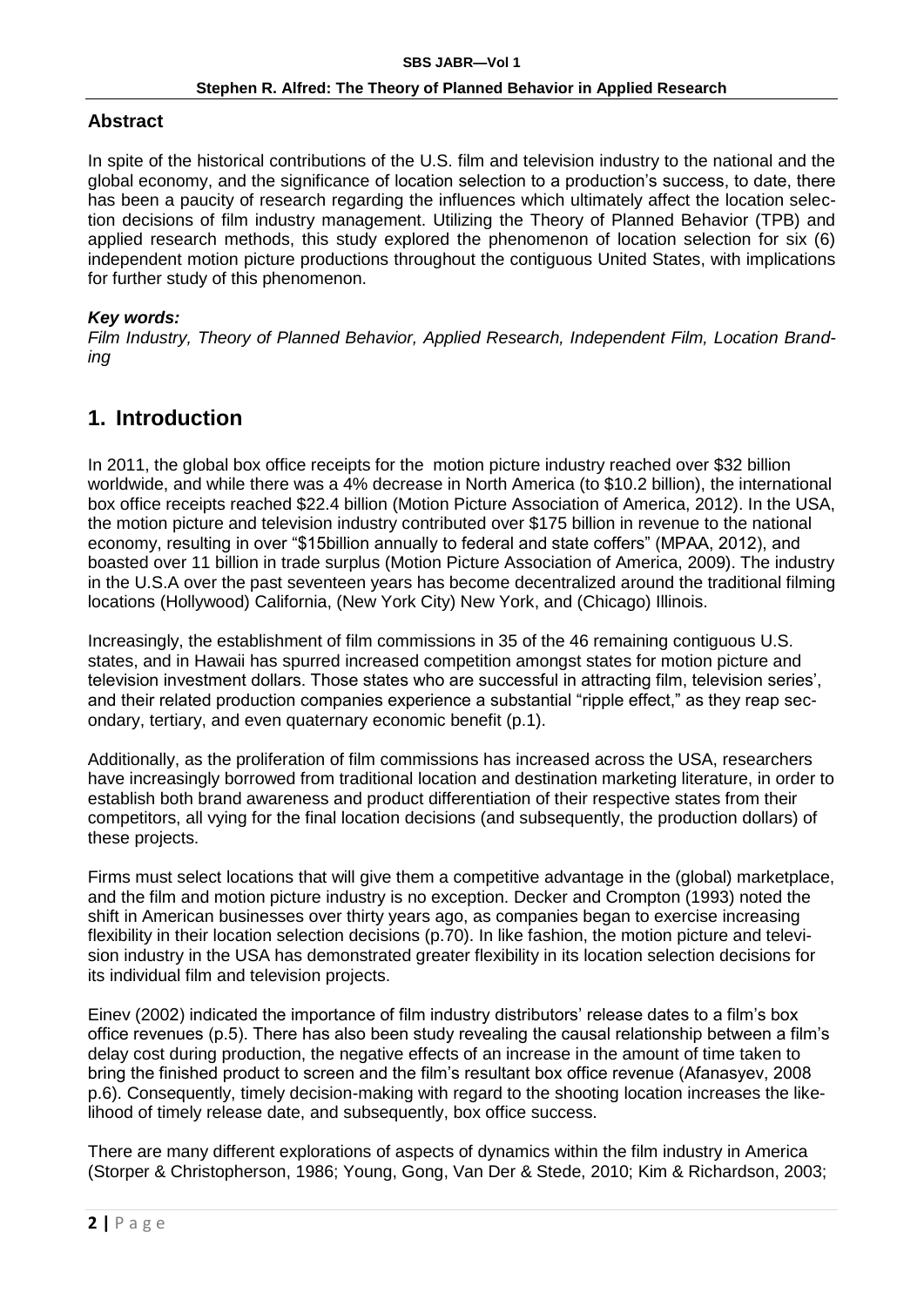## Abstract

In spite of the historical contributions of the U.S. film and television industry to the national and the global economy, and the significance of location selection to a production's success, to date, there has been a paucity of research regarding the influences which ultimately affect the location selection decisions of film industry management. Utilizing the Theory of Planned Behavior (TPB) and applied research methods, this study explored the phenomenon of location selection for six (6) independent motion picture productions throughout the contiguous United States, with implications for further study of this phenomenon.

***Key words:***

*Film Industry, Theory of Planned Behavior, Applied Research, Independent Film, Location Branding*

# 1. Introduction

In 2011, the global box office receipts for the motion picture industry reached over $32 billion worldwide, and while there was a 4% decrease in North America (to $10.2 billion), the international box office receipts reached $22.4 billion (Motion Picture Association of America, 2012). In the USA, the motion picture and television industry contributed over $175 billion in revenue to the national economy, resulting in over "$15billion annually to federal and state coffers" (MPAA, 2012), and boasted over 11 billion in trade surplus (Motion Picture Association of America, 2009). The industry in the U.S.A over the past seventeen years has become decentralized around the traditional filming locations (Hollywood) California, (New York City) New York, and (Chicago) Illinois.

Increasingly, the establishment of film commissions in 35 of the 46 remaining contiguous U.S. states, and in Hawaii has spurred increased competition amongst states for motion picture and television investment dollars. Those states who are successful in attracting film, television series', and their related production companies experience a substantial "ripple effect," as they reap secondary, tertiary, and even quaternary economic benefit (p.1).

Additionally, as the proliferation of film commissions has increased across the USA, researchers have increasingly borrowed from traditional location and destination marketing literature, in order to establish both brand awareness and product differentiation of their respective states from their competitors, all vying for the final location decisions (and subsequently, the production dollars) of these projects.

Firms must select locations that will give them a competitive advantage in the (global) marketplace, and the film and motion picture industry is no exception. Decker and Crompton (1993) noted the shift in American businesses over thirty years ago, as companies began to exercise increasing flexibility in their location selection decisions (p.70). In like fashion, the motion picture and television industry in the USA has demonstrated greater flexibility in its location selection decisions for its individual film and television projects.

Einev (2002) indicated the importance of film industry distributors' release dates to a film's box office revenues (p.5). There has also been study revealing the causal relationship between a film's delay cost during production, the negative effects of an increase in the amount of time taken to bring the finished product to screen and the film's resultant box office revenue (Afanasyev, 2008 p.6). Consequently, timely decision-making with regard to the shooting location increases the likelihood of timely release date, and subsequently, box office success.

There are many different explorations of aspects of dynamics within the film industry in America (Storper & Christopherson, 1986; Young, Gong, Van Der & Stede, 2010; Kim & Richardson, 2003;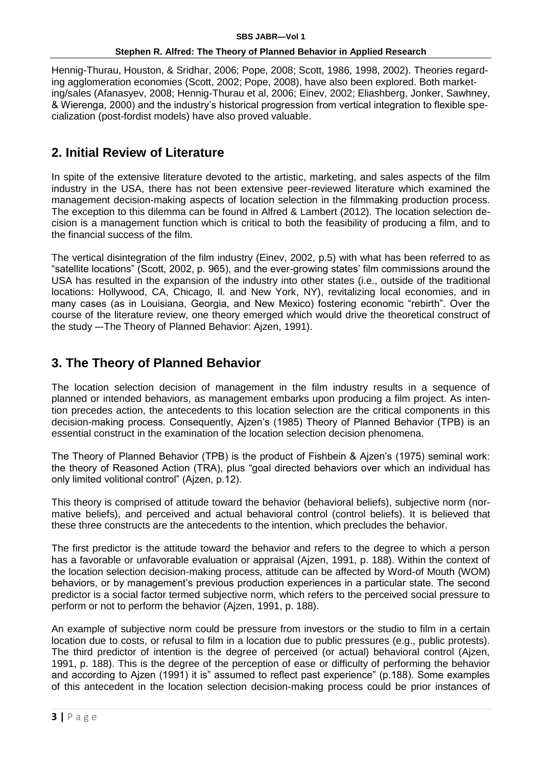Hennig-Thurau, Houston, & Sridhar, 2006; Pope, 2008; Scott, 1986, 1998, 2002). Theories regarding agglomeration economies (Scott, 2002; Pope, 2008), have also been explored. Both marketing/sales (Afanasyev, 2008; Hennig-Thurau et al, 2006; Einev, 2002; Eliashberg, Jonker, Sawhney, & Wierenga, 2000) and the industry's historical progression from vertical integration to flexible specialization (post-fordist models) have also proved valuable.

## 2. Initial Review of Literature

In spite of the extensive literature devoted to the artistic, marketing, and sales aspects of the film industry in the USA, there has not been extensive peer-reviewed literature which examined the management decision-making aspects of location selection in the filmmaking production process. The exception to this dilemma can be found in Alfred & Lambert (2012). The location selection decision is a management function which is critical to both the feasibility of producing a film, and to the financial success of the film.

The vertical disintegration of the film industry (Einev, 2002, p.5) with what has been referred to as "satellite locations" (Scott, 2002, p. 965), and the ever-growing states' film commissions around the USA has resulted in the expansion of the industry into other states (i.e., outside of the traditional locations: Hollywood, CA, Chicago, Il. and New York, NY), revitalizing local economies, and in many cases (as in Louisiana, Georgia, and New Mexico) fostering economic "rebirth". Over the course of the literature review, one theory emerged which would drive the theoretical construct of the study –-The Theory of Planned Behavior: Ajzen, 1991).

## 3. The Theory of Planned Behavior

The location selection decision of management in the film industry results in a sequence of planned or intended behaviors, as management embarks upon producing a film project. As intention precedes action, the antecedents to this location selection are the critical components in this decision-making process. Consequently, Ajzen's (1985) Theory of Planned Behavior (TPB) is an essential construct in the examination of the location selection decision phenomena.

The Theory of Planned Behavior (TPB) is the product of Fishbein & Ajzen's (1975) seminal work: the theory of Reasoned Action (TRA), plus "goal directed behaviors over which an individual has only limited volitional control" (Ajzen, p.12).

This theory is comprised of attitude toward the behavior (behavioral beliefs), subjective norm (normative beliefs), and perceived and actual behavioral control (control beliefs). It is believed that these three constructs are the antecedents to the intention, which precludes the behavior.

The first predictor is the attitude toward the behavior and refers to the degree to which a person has a favorable or unfavorable evaluation or appraisal (Ajzen, 1991, p. 188). Within the context of the location selection decision-making process, attitude can be affected by Word-of Mouth (WOM) behaviors, or by management's previous production experiences in a particular state. The second predictor is a social factor termed subjective norm, which refers to the perceived social pressure to perform or not to perform the behavior (Ajzen, 1991, p. 188).

An example of subjective norm could be pressure from investors or the studio to film in a certain location due to costs, or refusal to film in a location due to public pressures (e.g., public protests). The third predictor of intention is the degree of perceived (or actual) behavioral control (Ajzen, 1991, p. 188). This is the degree of the perception of ease or difficulty of performing the behavior and according to Ajzen (1991) it is" assumed to reflect past experience" (p.188). Some examples of this antecedent in the location selection decision-making process could be prior instances of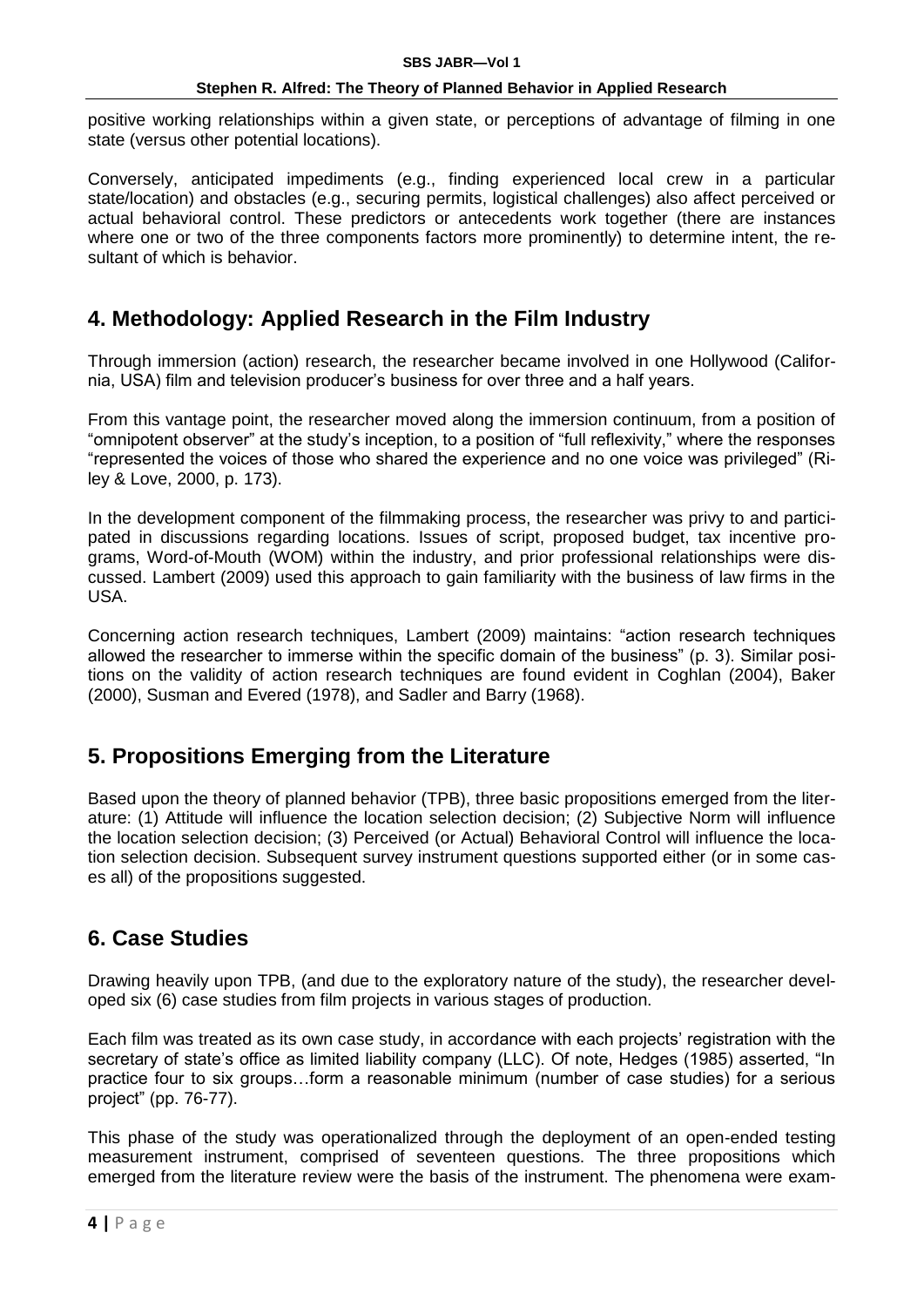positive working relationships within a given state, or perceptions of advantage of filming in one state (versus other potential locations).

Conversely, anticipated impediments (e.g., finding experienced local crew in a particular state/location) and obstacles (e.g., securing permits, logistical challenges) also affect perceived or actual behavioral control. These predictors or antecedents work together (there are instances where one or two of the three components factors more prominently) to determine intent, the resultant of which is behavior.

## 4. Methodology: Applied Research in the Film Industry

Through immersion (action) research, the researcher became involved in one Hollywood (California, USA) film and television producer's business for over three and a half years.

From this vantage point, the researcher moved along the immersion continuum, from a position of "omnipotent observer" at the study's inception, to a position of "full reflexivity," where the responses "represented the voices of those who shared the experience and no one voice was privileged" (Riley & Love, 2000, p. 173).

In the development component of the filmmaking process, the researcher was privy to and participated in discussions regarding locations. Issues of script, proposed budget, tax incentive programs, Word-of-Mouth (WOM) within the industry, and prior professional relationships were discussed. Lambert (2009) used this approach to gain familiarity with the business of law firms in the USA.

Concerning action research techniques, Lambert (2009) maintains: "action research techniques allowed the researcher to immerse within the specific domain of the business" (p. 3). Similar positions on the validity of action research techniques are found evident in Coghlan (2004), Baker (2000), Susman and Evered (1978), and Sadler and Barry (1968).

## 5. Propositions Emerging from the Literature

Based upon the theory of planned behavior (TPB), three basic propositions emerged from the literature: (1) Attitude will influence the location selection decision; (2) Subjective Norm will influence the location selection decision; (3) Perceived (or Actual) Behavioral Control will influence the location selection decision. Subsequent survey instrument questions supported either (or in some cases all) of the propositions suggested.

## 6. Case Studies

Drawing heavily upon TPB, (and due to the exploratory nature of the study), the researcher developed six (6) case studies from film projects in various stages of production.

Each film was treated as its own case study, in accordance with each projects' registration with the secretary of state's office as limited liability company (LLC). Of note, Hedges (1985) asserted, "In practice four to six groups…form a reasonable minimum (number of case studies) for a serious project" (pp. 76-77).

This phase of the study was operationalized through the deployment of an open-ended testing measurement instrument, comprised of seventeen questions. The three propositions which emerged from the literature review were the basis of the instrument. The phenomena were exam-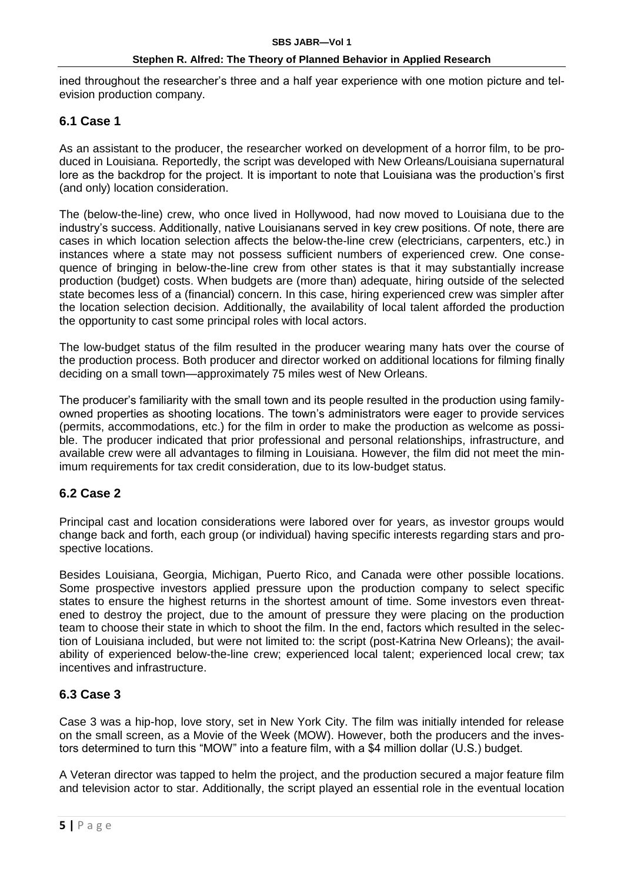ined throughout the researcher's three and a half year experience with one motion picture and television production company.

## 6.1 Case 1

As an assistant to the producer, the researcher worked on development of a horror film, to be produced in Louisiana. Reportedly, the script was developed with New Orleans/Louisiana supernatural lore as the backdrop for the project. It is important to note that Louisiana was the production's first (and only) location consideration.

The (below-the-line) crew, who once lived in Hollywood, had now moved to Louisiana due to the industry's success. Additionally, native Louisianans served in key crew positions. Of note, there are cases in which location selection affects the below-the-line crew (electricians, carpenters, etc.) in instances where a state may not possess sufficient numbers of experienced crew. One consequence of bringing in below-the-line crew from other states is that it may substantially increase production (budget) costs. When budgets are (more than) adequate, hiring outside of the selected state becomes less of a (financial) concern. In this case, hiring experienced crew was simpler after the location selection decision. Additionally, the availability of local talent afforded the production the opportunity to cast some principal roles with local actors.

The low-budget status of the film resulted in the producer wearing many hats over the course of the production process. Both producer and director worked on additional locations for filming finally deciding on a small town—approximately 75 miles west of New Orleans.

The producer's familiarity with the small town and its people resulted in the production using family-owned properties as shooting locations. The town's administrators were eager to provide services (permits, accommodations, etc.) for the film in order to make the production as welcome as possible. The producer indicated that prior professional and personal relationships, infrastructure, and available crew were all advantages to filming in Louisiana. However, the film did not meet the minimum requirements for tax credit consideration, due to its low-budget status.

## 6.2 Case 2

Principal cast and location considerations were labored over for years, as investor groups would change back and forth, each group (or individual) having specific interests regarding stars and prospective locations.

Besides Louisiana, Georgia, Michigan, Puerto Rico, and Canada were other possible locations. Some prospective investors applied pressure upon the production company to select specific states to ensure the highest returns in the shortest amount of time. Some investors even threatened to destroy the project, due to the amount of pressure they were placing on the production team to choose their state in which to shoot the film. In the end, factors which resulted in the selection of Louisiana included, but were not limited to: the script (post-Katrina New Orleans); the availability of experienced below-the-line crew; experienced local talent; experienced local crew; tax incentives and infrastructure.

## 6.3 Case 3

Case 3 was a hip-hop, love story, set in New York City. The film was initially intended for release on the small screen, as a Movie of the Week (MOW). However, both the producers and the investors determined to turn this "MOW" into a feature film, with a $4 million dollar (U.S.) budget.

A Veteran director was tapped to helm the project, and the production secured a major feature film and television actor to star. Additionally, the script played an essential role in the eventual location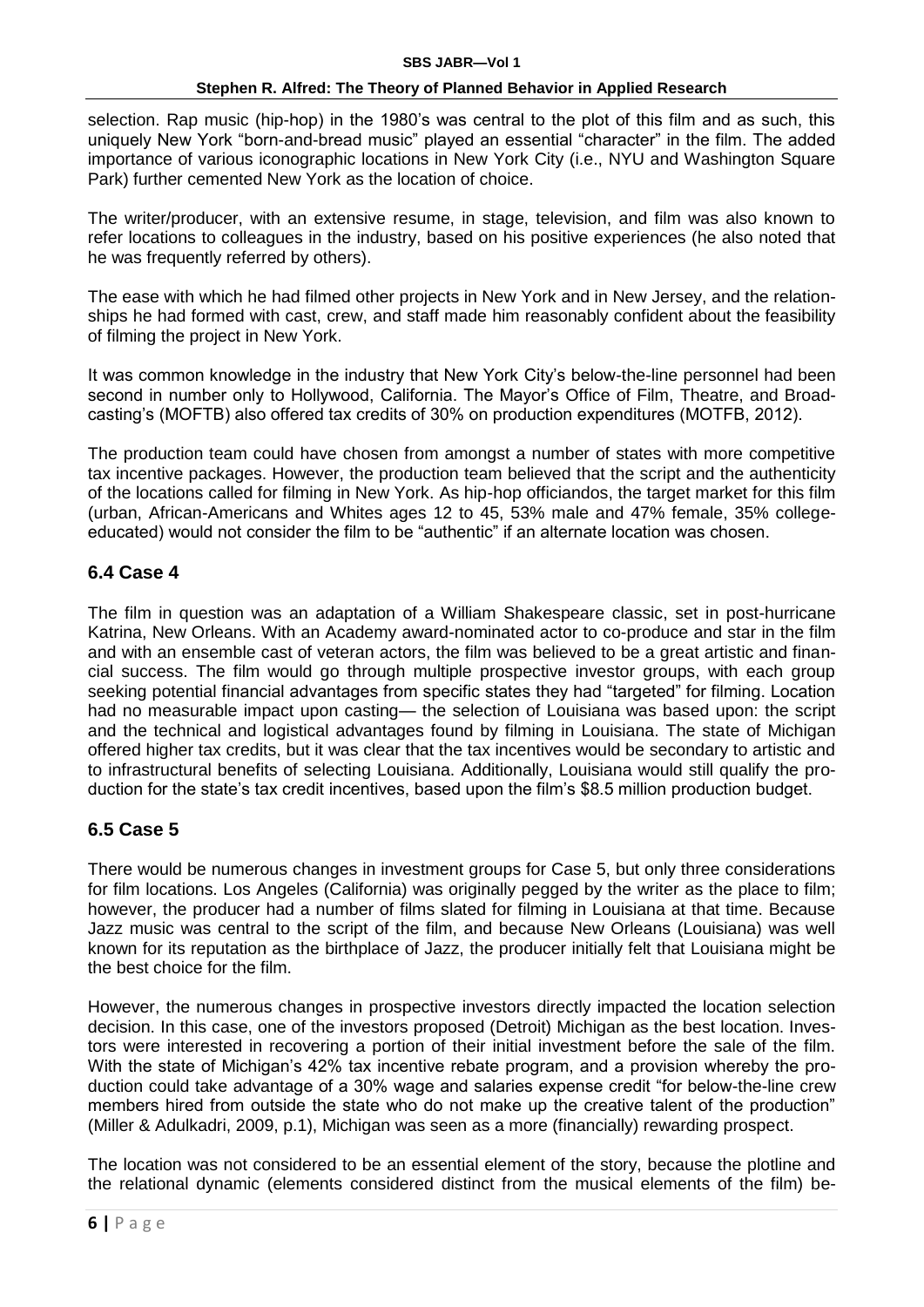selection. Rap music (hip-hop) in the 1980's was central to the plot of this film and as such, this uniquely New York "born-and-bread music" played an essential "character" in the film. The added importance of various iconographic locations in New York City (i.e., NYU and Washington Square Park) further cemented New York as the location of choice.

The writer/producer, with an extensive resume, in stage, television, and film was also known to refer locations to colleagues in the industry, based on his positive experiences (he also noted that he was frequently referred by others).

The ease with which he had filmed other projects in New York and in New Jersey, and the relationships he had formed with cast, crew, and staff made him reasonably confident about the feasibility of filming the project in New York.

It was common knowledge in the industry that New York City's below-the-line personnel had been second in number only to Hollywood, California. The Mayor's Office of Film, Theatre, and Broadcasting's (MOFTB) also offered tax credits of 30% on production expenditures (MOTFB, 2012).

The production team could have chosen from amongst a number of states with more competitive tax incentive packages. However, the production team believed that the script and the authenticity of the locations called for filming in New York. As hip-hop officiandos, the target market for this film (urban, African-Americans and Whites ages 12 to 45, 53% male and 47% female, 35% college-educated) would not consider the film to be "authentic" if an alternate location was chosen.

## 6.4 Case 4

The film in question was an adaptation of a William Shakespeare classic, set in post-hurricane Katrina, New Orleans. With an Academy award-nominated actor to co-produce and star in the film and with an ensemble cast of veteran actors, the film was believed to be a great artistic and financial success. The film would go through multiple prospective investor groups, with each group seeking potential financial advantages from specific states they had "targeted" for filming. Location had no measurable impact upon casting— the selection of Louisiana was based upon: the script and the technical and logistical advantages found by filming in Louisiana. The state of Michigan offered higher tax credits, but it was clear that the tax incentives would be secondary to artistic and to infrastructural benefits of selecting Louisiana. Additionally, Louisiana would still qualify the production for the state's tax credit incentives, based upon the film's $8.5 million production budget.

## 6.5 Case 5

There would be numerous changes in investment groups for Case 5, but only three considerations for film locations. Los Angeles (California) was originally pegged by the writer as the place to film; however, the producer had a number of films slated for filming in Louisiana at that time. Because Jazz music was central to the script of the film, and because New Orleans (Louisiana) was well known for its reputation as the birthplace of Jazz, the producer initially felt that Louisiana might be the best choice for the film.

However, the numerous changes in prospective investors directly impacted the location selection decision. In this case, one of the investors proposed (Detroit) Michigan as the best location. Investors were interested in recovering a portion of their initial investment before the sale of the film. With the state of Michigan's 42% tax incentive rebate program, and a provision whereby the production could take advantage of a 30% wage and salaries expense credit "for below-the-line crew members hired from outside the state who do not make up the creative talent of the production" (Miller & Adulkadri, 2009, p.1), Michigan was seen as a more (financially) rewarding prospect.

The location was not considered to be an essential element of the story, because the plotline and the relational dynamic (elements considered distinct from the musical elements of the film) be-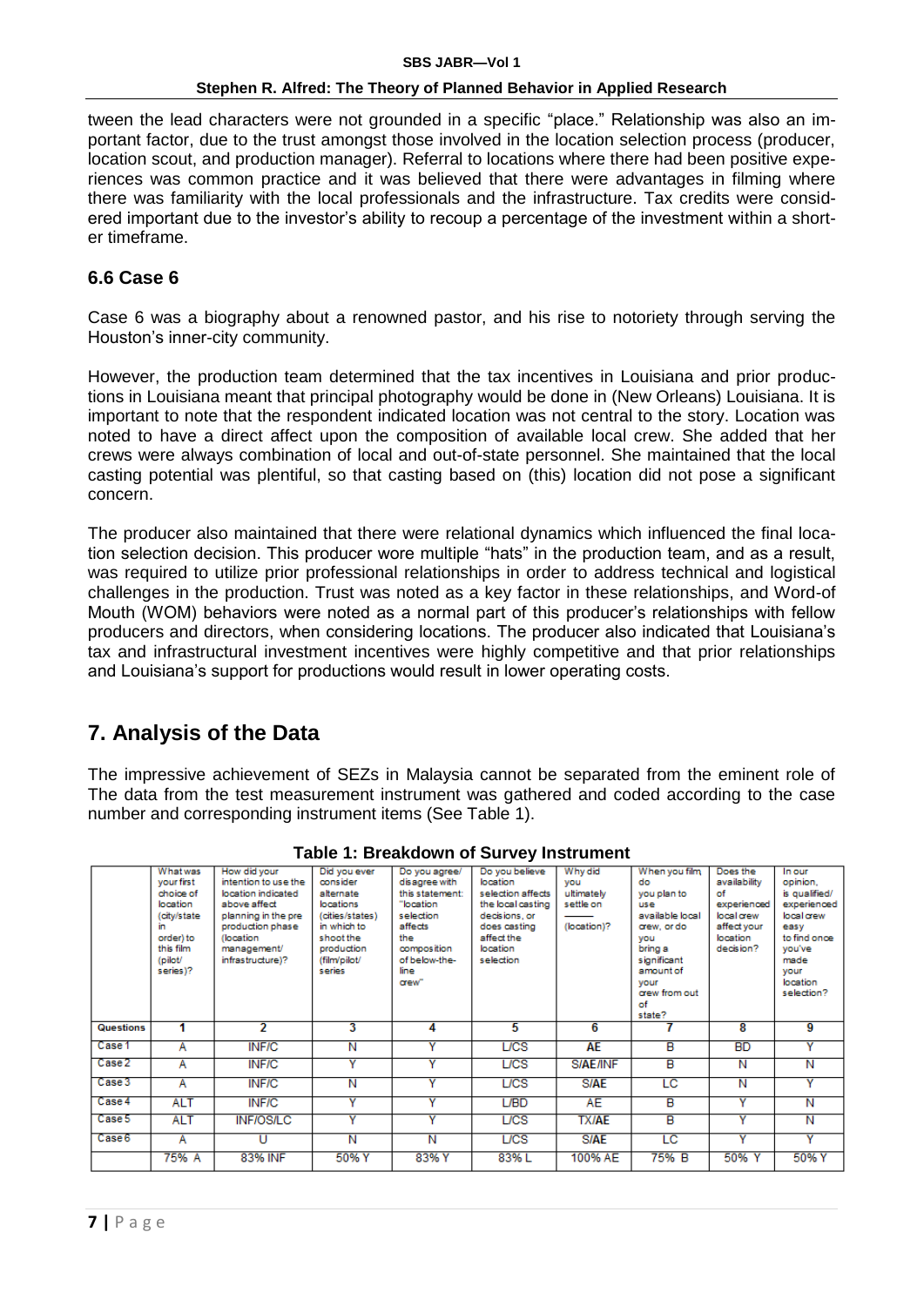tween the lead characters were not grounded in a specific "place." Relationship was also an important factor, due to the trust amongst those involved in the location selection process (producer, location scout, and production manager). Referral to locations where there had been positive experiences was common practice and it was believed that there were advantages in filming where there was familiarity with the local professionals and the infrastructure. Tax credits were considered important due to the investor's ability to recoup a percentage of the investment within a shorter timeframe.

## 6.6 Case 6

Case 6 was a biography about a renowned pastor, and his rise to notoriety through serving the Houston's inner-city community.

However, the production team determined that the tax incentives in Louisiana and prior productions in Louisiana meant that principal photography would be done in (New Orleans) Louisiana. It is important to note that the respondent indicated location was not central to the story. Location was noted to have a direct affect upon the composition of available local crew. She added that her crews were always combination of local and out-of-state personnel. She maintained that the local casting potential was plentiful, so that casting based on (this) location did not pose a significant concern.

The producer also maintained that there were relational dynamics which influenced the final location selection decision. This producer wore multiple "hats" in the production team, and as a result, was required to utilize prior professional relationships in order to address technical and logistical challenges in the production. Trust was noted as a key factor in these relationships, and Word-of Mouth (WOM) behaviors were noted as a normal part of this producer's relationships with fellow producers and directors, when considering locations. The producer also indicated that Louisiana's tax and infrastructural investment incentives were highly competitive and that prior relationships and Louisiana's support for productions would result in lower operating costs.

# 7. Analysis of the Data

The impressive achievement of SEZs in Malaysia cannot be separated from the eminent role of The data from the test measurement instrument was gathered and coded according to the case number and corresponding instrument items (See Table 1).

**Table 1: Breakdown of Survey Instrument**

| | What was your first choice of location (city/state in order) to this film (pilot/ series)? | How did your intention to use the location indicated above affect planning in the pre production phase (location management/ infrastructure)? | Did you ever consider alternate locations (cities/states) in which to shoot the production (film/pilot/ series | Do you agree/ disagree with this statement: "location selection affects the composition of below-the-line crew" | Do you believe location selection affects the local casting decisions, or does casting affect the location selection | Why did you ultimately settle on ——— (location)? | When you film do you plan to use available local crew, or do you bring a significant amount of your crew from out of state? | Does the availability of experienced local crew affect your location decision? | In our opinion, is qualified/ experienced local crew easy to find once you've made your location selection? |
|---|---|---|---|---|---|---|---|---|---|
| **Questions** | 1 | 2 | 3 | 4 | 5 | 6 | 7 | 8 | 9 |
| Case 1 | A | INF/C | N | Y | L/CS | AE | B | BD | Y |
| Case 2 | A | INF/C | Y | Y | L/CS | S/AE/INF | B | N | N |
| Case 3 | A | INF/C | N | Y | L/CS | S/AE | LC | N | Y |
| Case 4 | ALT | INF/C | Y | Y | L/BD | AE | B | Y | N |
| Case 5 | ALT | INF/OS/LC | Y | Y | L/CS | TX/AE | B | Y | N |
| Case 6 | A | U | N | N | L/CS | S/AE | LC | Y | Y |
| | 75% A | 83% INF | 50% Y | 83% Y | 83% L | 100% AE | 75% B | 50% Y | 50% Y |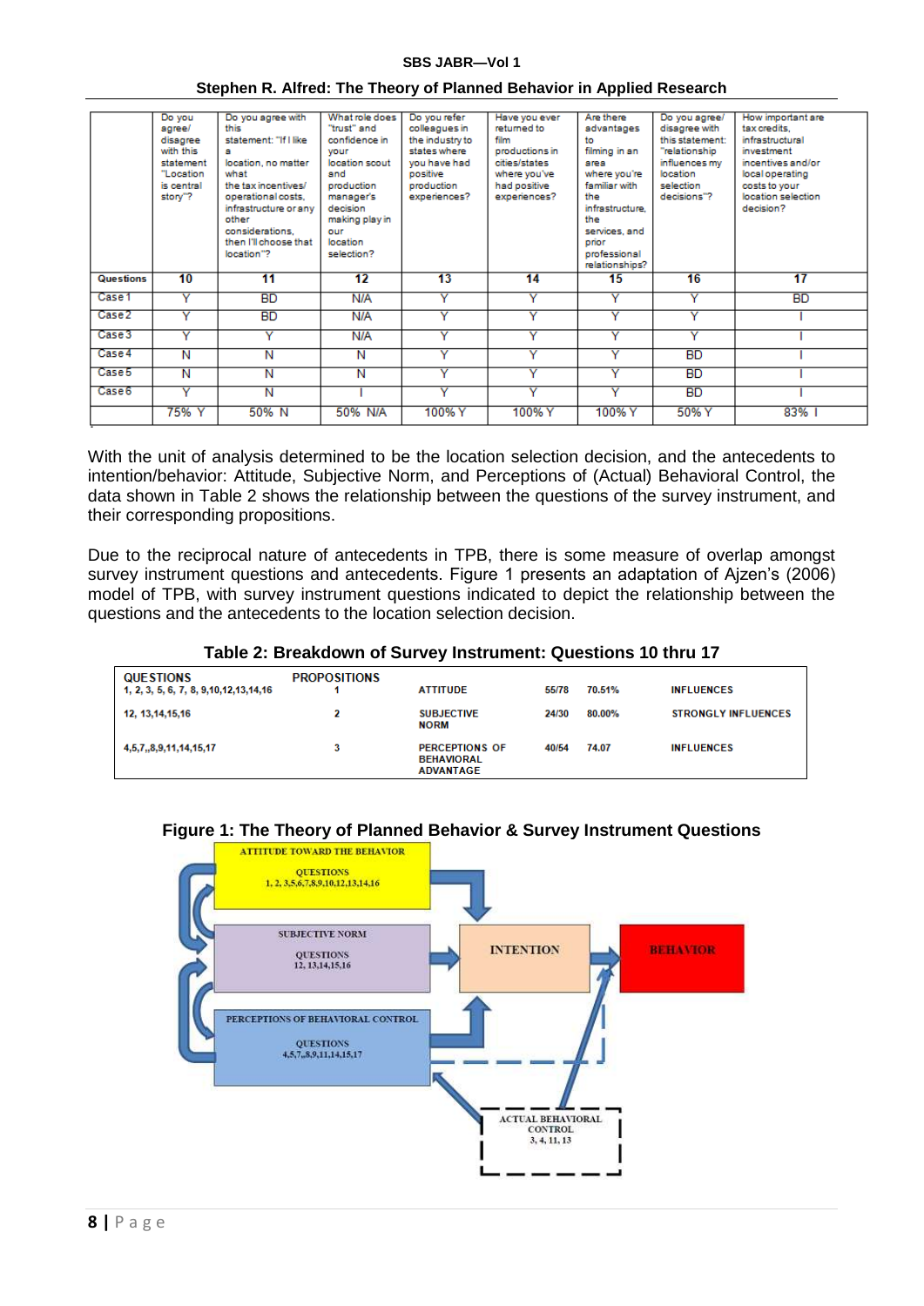| | Do you agree/ disagree with this statement "Location is central story"? | Do you agree with this statement: "If I like a location, no matter what the tax incentives/ operational costs, infrastructure or any other considerations, then I'll choose that location"? | What role does "trust" and confidence in your location scout and production manager's decision making play in our location selection? | Do you refer colleagues in the industry to states where you have had positive production experiences? | Have you ever returned to film productions in cities/states where you've had positive experiences? | Are there advantages to filming in an area where you're familiar with the infrastructure, the services, and prior professional relationships? | Do you agree/ disagree with this statement: "relationship influences my location selection decisions"? | How important are tax credits, infrastructural investment incentives and/or local operating costs to your location selection decision? |
|---|---|---|---|---|---|---|---|---|
| **Questions** | **10** | **11** | **12** | **13** | **14** | **15** | **16** | **17** |
| Case 1 | Y | BD | N/A | Y | Y | Y | Y | BD |
| Case 2 | Y | BD | N/A | Y | Y | Y | Y | I |
| Case 3 | Y | Y | N/A | Y | Y | Y | Y | I |
| Case 4 | N | N | N | Y | Y | Y | BD | I |
| Case 5 | N | N | N | Y | Y | Y | BD | I |
| Case 6 | Y | N | I | Y | Y | Y | BD | I |
| | 75% Y | 50% N | 50% N/A | 100% Y | 100% Y | 100% Y | 50% Y | 83% I |

With the unit of analysis determined to be the location selection decision, and the antecedents to intention/behavior: Attitude, Subjective Norm, and Perceptions of (Actual) Behavioral Control, the data shown in Table 2 shows the relationship between the questions of the survey instrument, and their corresponding propositions.

Due to the reciprocal nature of antecedents in TPB, there is some measure of overlap amongst survey instrument questions and antecedents. Figure 1 presents an adaptation of Ajzen's (2006) model of TPB, with survey instrument questions indicated to depict the relationship between the questions and the antecedents to the location selection decision.

**Table 2: Breakdown of Survey Instrument: Questions 10 thru 17**

| QUESTIONS | PROPOSITIONS | | | | |
|---|---|---|---|---|---|
| 1, 2, 3, 5, 6, 7, 8, 9,10,12,13,14,16 | 1 | ATTITUDE | 55/78 | 70.51% | INFLUENCES |
| 12, 13,14,15,16 | 2 | SUBJECTIVE NORM | 24/30 | 80.00% | STRONGLY INFLUENCES |
| 4,5,7,,8,9,11,14,15,17 | 3 | PERCEPTIONS OF BEHAVIORAL ADVANTAGE | 40/54 | 74.07 | INFLUENCES |

**Figure 1: The Theory of Planned Behavior & Survey Instrument Questions**

ATTITUDE TOWARD THE BEHAVIOR
QUESTIONS 1, 2, 3,5,6,7,8,9,10,12,13,14,16

SUBJECTIVE NORM
QUESTIONS 12, 13,14,15,16

PERCEPTIONS OF BEHAVIORAL CONTROL
QUESTIONS 4,5,7,,8,9,11,14,15,17

INTENTION

BEHAVIOR

ACTUAL BEHAVIORAL CONTROL
3, 4, 11, 13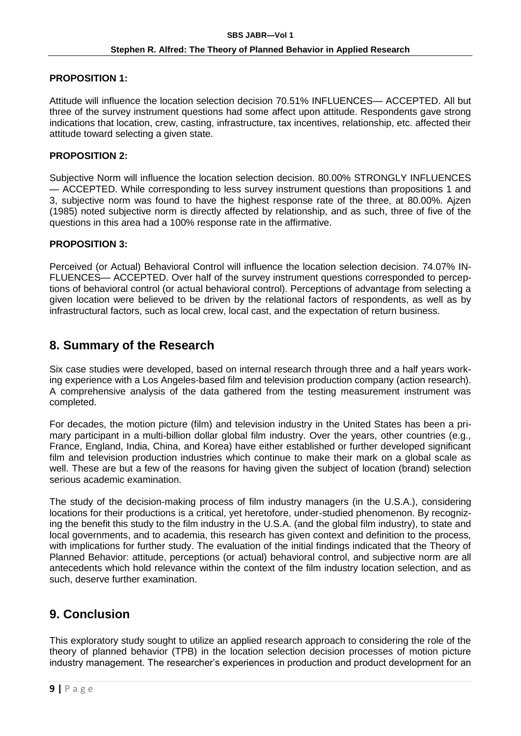**PROPOSITION 1:**

Attitude will influence the location selection decision 70.51% INFLUENCES— ACCEPTED. All but three of the survey instrument questions had some affect upon attitude. Respondents gave strong indications that location, crew, casting, infrastructure, tax incentives, relationship, etc. affected their attitude toward selecting a given state.

**PROPOSITION 2:**

Subjective Norm will influence the location selection decision. 80.00% STRONGLY INFLUENCES — ACCEPTED. While corresponding to less survey instrument questions than propositions 1 and 3, subjective norm was found to have the highest response rate of the three, at 80.00%. Ajzen (1985) noted subjective norm is directly affected by relationship, and as such, three of five of the questions in this area had a 100% response rate in the affirmative.

**PROPOSITION 3:**

Perceived (or Actual) Behavioral Control will influence the location selection decision. 74.07% INFLUENCES— ACCEPTED. Over half of the survey instrument questions corresponded to perceptions of behavioral control (or actual behavioral control). Perceptions of advantage from selecting a given location were believed to be driven by the relational factors of respondents, as well as by infrastructural factors, such as local crew, local cast, and the expectation of return business.

## 8. Summary of the Research

Six case studies were developed, based on internal research through three and a half years working experience with a Los Angeles-based film and television production company (action research). A comprehensive analysis of the data gathered from the testing measurement instrument was completed.

For decades, the motion picture (film) and television industry in the United States has been a primary participant in a multi-billion dollar global film industry. Over the years, other countries (e.g., France, England, India, China, and Korea) have either established or further developed significant film and television production industries which continue to make their mark on a global scale as well. These are but a few of the reasons for having given the subject of location (brand) selection serious academic examination.

The study of the decision-making process of film industry managers (in the U.S.A.), considering locations for their productions is a critical, yet heretofore, under-studied phenomenon. By recognizing the benefit this study to the film industry in the U.S.A. (and the global film industry), to state and local governments, and to academia, this research has given context and definition to the process, with implications for further study. The evaluation of the initial findings indicated that the Theory of Planned Behavior: attitude, perceptions (or actual) behavioral control, and subjective norm are all antecedents which hold relevance within the context of the film industry location selection, and as such, deserve further examination.

## 9. Conclusion

This exploratory study sought to utilize an applied research approach to considering the role of the theory of planned behavior (TPB) in the location selection decision processes of motion picture industry management. The researcher's experiences in production and product development for an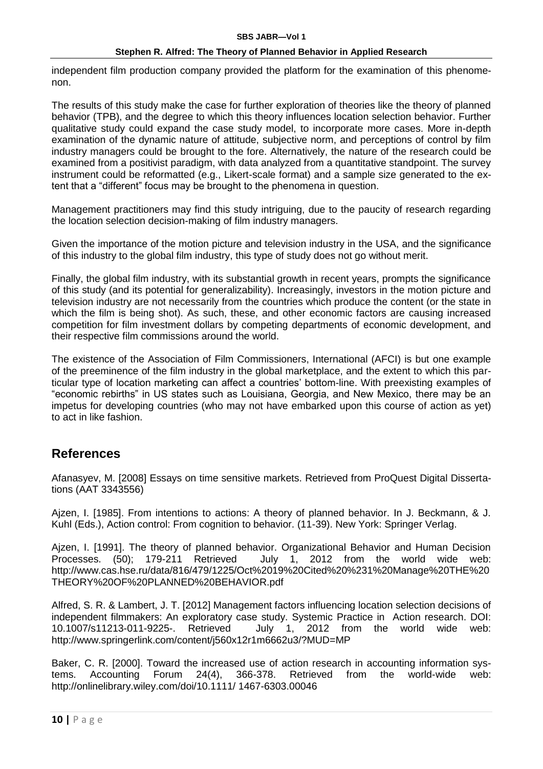independent film production company provided the platform for the examination of this phenomenon.

The results of this study make the case for further exploration of theories like the theory of planned behavior (TPB), and the degree to which this theory influences location selection behavior. Further qualitative study could expand the case study model, to incorporate more cases. More in-depth examination of the dynamic nature of attitude, subjective norm, and perceptions of control by film industry managers could be brought to the fore. Alternatively, the nature of the research could be examined from a positivist paradigm, with data analyzed from a quantitative standpoint. The survey instrument could be reformatted (e.g., Likert-scale format) and a sample size generated to the extent that a "different" focus may be brought to the phenomena in question.

Management practitioners may find this study intriguing, due to the paucity of research regarding the location selection decision-making of film industry managers.

Given the importance of the motion picture and television industry in the USA, and the significance of this industry to the global film industry, this type of study does not go without merit.

Finally, the global film industry, with its substantial growth in recent years, prompts the significance of this study (and its potential for generalizability). Increasingly, investors in the motion picture and television industry are not necessarily from the countries which produce the content (or the state in which the film is being shot). As such, these, and other economic factors are causing increased competition for film investment dollars by competing departments of economic development, and their respective film commissions around the world.

The existence of the Association of Film Commissioners, International (AFCI) is but one example of the preeminence of the film industry in the global marketplace, and the extent to which this particular type of location marketing can affect a countries' bottom-line. With preexisting examples of "economic rebirths" in US states such as Louisiana, Georgia, and New Mexico, there may be an impetus for developing countries (who may not have embarked upon this course of action as yet) to act in like fashion.

## References

Afanasyev, M. [2008] Essays on time sensitive markets. Retrieved from ProQuest Digital Dissertations (AAT 3343556)

Ajzen, I. [1985]. From intentions to actions: A theory of planned behavior. In J. Beckmann, & J. Kuhl (Eds.), Action control: From cognition to behavior. (11-39). New York: Springer Verlag.

Ajzen, I. [1991]. The theory of planned behavior. Organizational Behavior and Human Decision Processes. (50); 179-211 Retrieved July 1, 2012 from the world wide web: http://www.cas.hse.ru/data/816/479/1225/Oct%2019%20Cited%20%231%20Manage%20THE%20THEORY%20OF%20PLANNED%20BEHAVIOR.pdf

Alfred, S. R. & Lambert, J. T. [2012] Management factors influencing location selection decisions of independent filmmakers: An exploratory case study. Systemic Practice in Action research. DOI: 10.1007/s11213-011-9225-. Retrieved July 1, 2012 from the world wide web: http://www.springerlink.com/content/j560x12r1m6662u3/?MUD=MP

Baker, C. R. [2000]. Toward the increased use of action research in accounting information systems. Accounting Forum 24(4), 366-378. Retrieved from the world-wide web: http://onlinelibrary.wiley.com/doi/10.1111/ 1467-6303.00046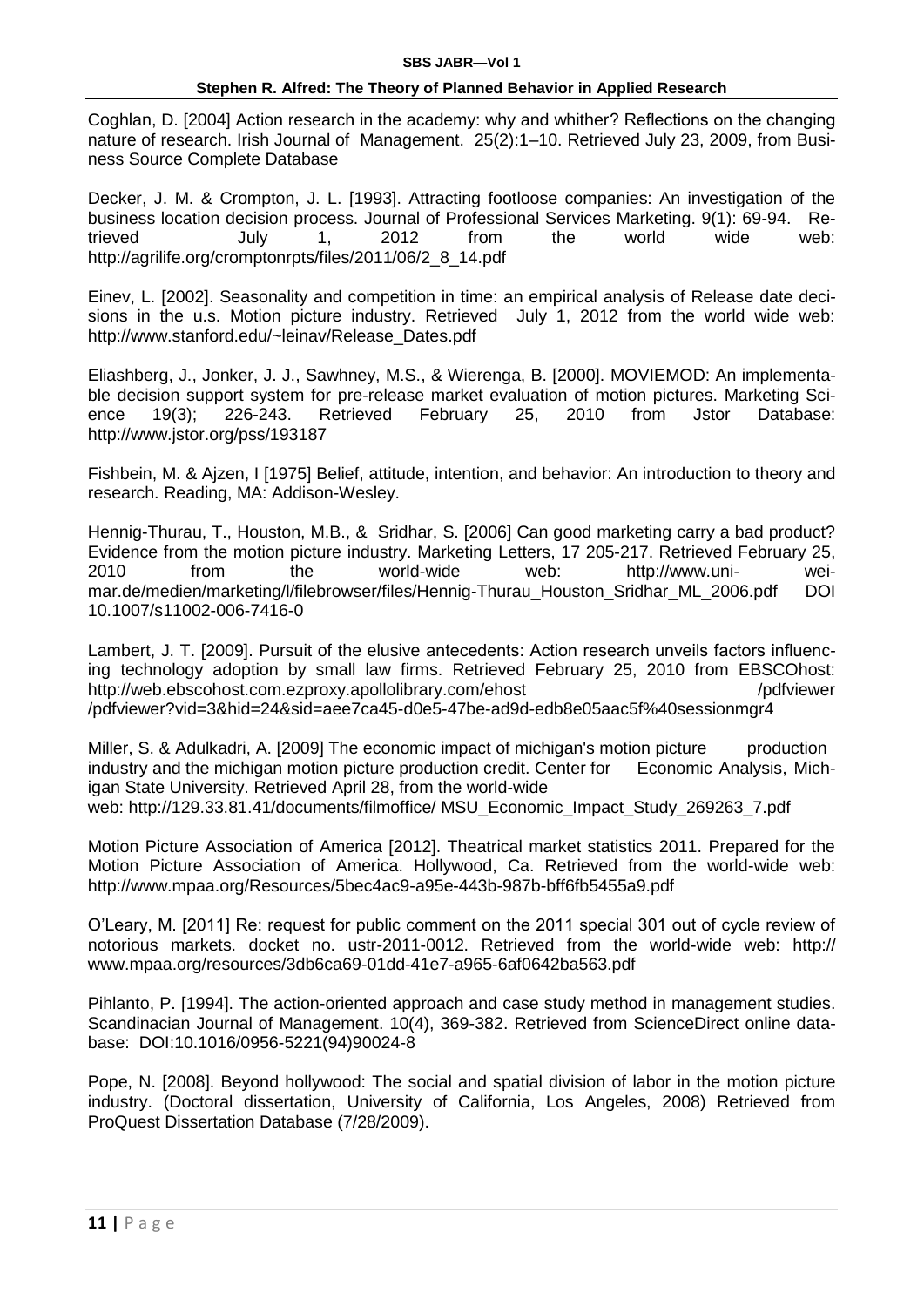Coghlan, D. [2004] Action research in the academy: why and whither? Reflections on the changing nature of research. Irish Journal of Management. 25(2):1–10. Retrieved July 23, 2009, from Business Source Complete Database

Decker, J. M. & Crompton, J. L. [1993]. Attracting footloose companies: An investigation of the business location decision process. Journal of Professional Services Marketing. 9(1): 69-94. Retrieved July 1, 2012 from the world wide web: http://agrilife.org/cromptonrpts/files/2011/06/2_8_14.pdf

Einev, L. [2002]. Seasonality and competition in time: an empirical analysis of Release date decisions in the u.s. Motion picture industry. Retrieved July 1, 2012 from the world wide web: http://www.stanford.edu/~leinav/Release_Dates.pdf

Eliashberg, J., Jonker, J. J., Sawhney, M.S., & Wierenga, B. [2000]. MOVIEMOD: An implementable decision support system for pre-release market evaluation of motion pictures. Marketing Science 19(3); 226-243. Retrieved February 25, 2010 from Jstor Database: http://www.jstor.org/pss/193187

Fishbein, M. & Ajzen, I [1975] Belief, attitude, intention, and behavior: An introduction to theory and research. Reading, MA: Addison-Wesley.

Hennig-Thurau, T., Houston, M.B., & Sridhar, S. [2006] Can good marketing carry a bad product? Evidence from the motion picture industry. Marketing Letters, 17 205-217. Retrieved February 25, 2010 from the world-wide web: http://www.uni-weimar.de/medien/marketing/l/filebrowser/files/Hennig-Thurau_Houston_Sridhar_ML_2006.pdf DOI 10.1007/s11002-006-7416-0

Lambert, J. T. [2009]. Pursuit of the elusive antecedents: Action research unveils factors influencing technology adoption by small law firms. Retrieved February 25, 2010 from EBSCOhost: http://web.ebscohost.com.ezproxy.apollolibrary.com/ehost /pdfviewer /pdfviewer?vid=3&hid=24&sid=aee7ca45-d0e5-47be-ad9d-edb8e05aac5f%40sessionmgr4

Miller, S. & Adulkadri, A. [2009] The economic impact of michigan's motion picture production industry and the michigan motion picture production credit. Center for Economic Analysis, Michigan State University. Retrieved April 28, from the world-wide web: http://129.33.81.41/documents/filmoffice/ MSU_Economic_Impact_Study_269263_7.pdf

Motion Picture Association of America [2012]. Theatrical market statistics 2011. Prepared for the Motion Picture Association of America. Hollywood, Ca. Retrieved from the world-wide web: http://www.mpaa.org/Resources/5bec4ac9-a95e-443b-987b-bff6fb5455a9.pdf

O'Leary, M. [2011] Re: request for public comment on the 2011 special 301 out of cycle review of notorious markets. docket no. ustr-2011-0012. Retrieved from the world-wide web: http:// www.mpaa.org/resources/3db6ca69-01dd-41e7-a965-6af0642ba563.pdf

Pihlanto, P. [1994]. The action-oriented approach and case study method in management studies. Scandinacian Journal of Management. 10(4), 369-382. Retrieved from ScienceDirect online database: DOI:10.1016/0956-5221(94)90024-8

Pope, N. [2008]. Beyond hollywood: The social and spatial division of labor in the motion picture industry. (Doctoral dissertation, University of California, Los Angeles, 2008) Retrieved from ProQuest Dissertation Database (7/28/2009).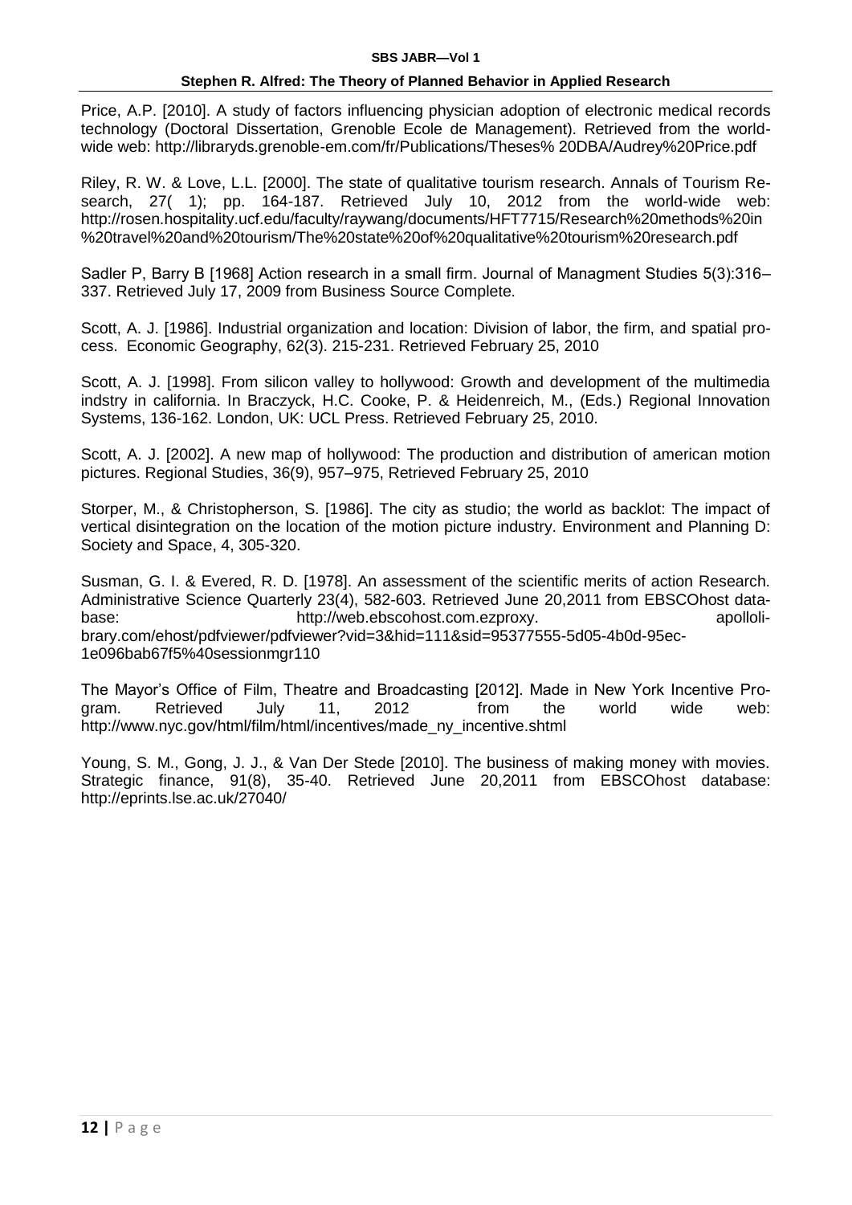Price, A.P. [2010]. A study of factors influencing physician adoption of electronic medical records technology (Doctoral Dissertation, Grenoble Ecole de Management). Retrieved from the world-wide web: http://libraryds.grenoble-em.com/fr/Publications/Theses% 20DBA/Audrey%20Price.pdf

Riley, R. W. & Love, L.L. [2000]. The state of qualitative tourism research. Annals of Tourism Research, 27( 1); pp. 164-187. Retrieved July 10, 2012 from the world-wide web: http://rosen.hospitality.ucf.edu/faculty/raywang/documents/HFT7715/Research%20methods%20in%20travel%20and%20tourism/The%20state%20of%20qualitative%20tourism%20research.pdf

Sadler P, Barry B [1968] Action research in a small firm. Journal of Managment Studies 5(3):316–337. Retrieved July 17, 2009 from Business Source Complete.

Scott, A. J. [1986]. Industrial organization and location: Division of labor, the firm, and spatial process. Economic Geography, 62(3). 215-231. Retrieved February 25, 2010

Scott, A. J. [1998]. From silicon valley to hollywood: Growth and development of the multimedia indstry in california. In Braczyck, H.C. Cooke, P. & Heidenreich, M., (Eds.) Regional Innovation Systems, 136-162. London, UK: UCL Press. Retrieved February 25, 2010.

Scott, A. J. [2002]. A new map of hollywood: The production and distribution of american motion pictures. Regional Studies, 36(9), 957–975, Retrieved February 25, 2010

Storper, M., & Christopherson, S. [1986]. The city as studio; the world as backlot: The impact of vertical disintegration on the location of the motion picture industry. Environment and Planning D: Society and Space, 4, 305-320.

Susman, G. I. & Evered, R. D. [1978]. An assessment of the scientific merits of action Research. Administrative Science Quarterly 23(4), 582-603. Retrieved June 20,2011 from EBSCOhost database: http://web.ebscohost.com.ezproxy. apollolibrary.com/ehost/pdfviewer/pdfviewer?vid=3&hid=111&sid=95377555-5d05-4b0d-95ec-1e096bab67f5%40sessionmgr110

The Mayor's Office of Film, Theatre and Broadcasting [2012]. Made in New York Incentive Program. Retrieved July 11, 2012 from the world wide web: http://www.nyc.gov/html/film/html/incentives/made_ny_incentive.shtml

Young, S. M., Gong, J. J., & Van Der Stede [2010]. The business of making money with movies. Strategic finance, 91(8), 35-40. Retrieved June 20,2011 from EBSCOhost database: http://eprints.lse.ac.uk/27040/